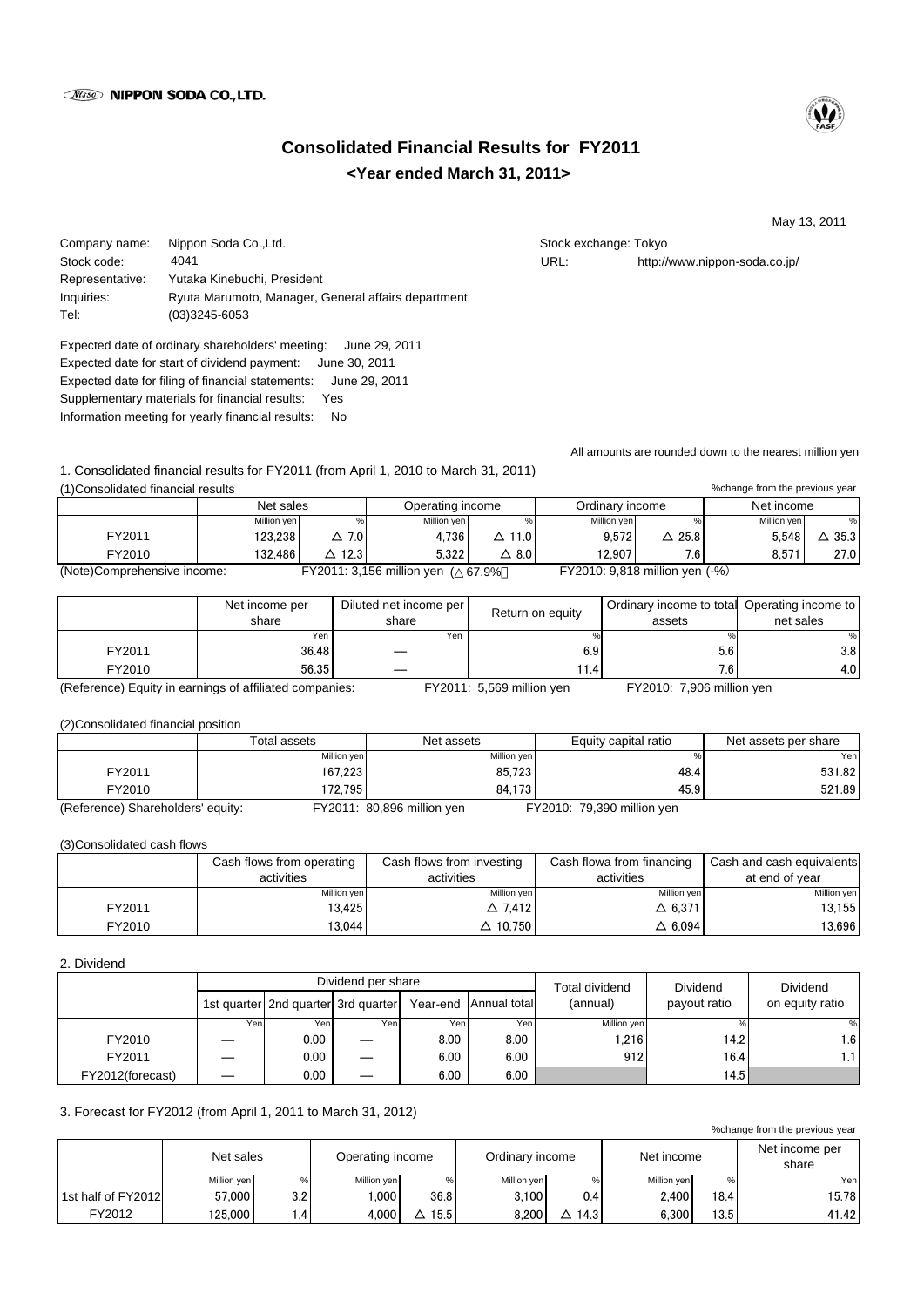NIPPON SODA CO.,LTD.

# Consolidated Financial Results for FY2011

## <Year ended March 31, 2011>

May 13, 2011

Company name: Nippon Soda Co.,Ltd.
Stock code: 4041
Representative: Yutaka Kinebuchi, President
Inquiries: Ryuta Marumoto, Manager, General affairs department
Tel: (03)3245-6053

Stock exchange: Tokyo
URL: http://www.nippon-soda.co.jp/

Expected date of ordinary shareholders' meeting: June 29, 2011
Expected date for start of dividend payment: June 30, 2011
Expected date for filing of financial statements: June 29, 2011
Supplementary materials for financial results: Yes
Information meeting for yearly financial results: No

All amounts are rounded down to the nearest million yen

### 1. Consolidated financial results for FY2011 (from April 1, 2010 to March 31, 2011)

(1)Consolidated financial results

%change from the previous year

| | Net sales | | Operating income | | Ordinary income | | Net income | |
|---|---|---|---|---|---|---|---|---|
| | Million yen | % | Million yen | % | Million yen | % | Million yen | % |
| FY2011 | 123,238 | △ 7.0 | 4,736 | △ 11.0 | 9,572 | △ 25.8 | 5,548 | △ 35.3 |
| FY2010 | 132,486 | △ 12.3 | 5,322 | △ 8.0 | 12,907 | 7.6 | 8,571 | 27.0 |

(Note)Comprehensive income: FY2011: 3,156 million yen (△67.9%) FY2010: 9,818 million yen (-%)

| | Net income per share | Diluted net income per share | Return on equity | Ordinary income to total assets | Operating income to net sales |
|---|---|---|---|---|---|
| | Yen | Yen | % | % | % |
| FY2011 | 36.48 | ― | 6.9 | 5.6 | 3.8 |
| FY2010 | 56.35 | ― | 11.4 | 7.6 | 4.0 |

(Reference) Equity in earnings of affiliated companies: FY2011: 5,569 million yen FY2010: 7,906 million yen

(2)Consolidated financial position

| | Total assets | Net assets | Equity capital ratio | Net assets per share |
|---|---|---|---|---|
| | Million yen | Million yen | % | Yen |
| FY2011 | 167,223 | 85,723 | 48.4 | 531.82 |
| FY2010 | 172,795 | 84,173 | 45.9 | 521.89 |

(Reference) Shareholders' equity: FY2011: 80,896 million yen FY2010: 79,390 million yen

(3)Consolidated cash flows

| | Cash flows from operating activities | Cash flows from investing activities | Cash flowa from financing activities | Cash and cash equivalents at end of year |
|---|---|---|---|---|
| | Million yen | Million yen | Million yen | Million yen |
| FY2011 | 13,425 | △ 7,412 | △ 6,371 | 13,155 |
| FY2010 | 13,044 | △ 10,750 | △ 6,094 | 13,696 |

### 2. Dividend

| | Dividend per share | | | | | Total dividend (annual) | Dividend payout ratio | Dividend on equity ratio |
|---|---|---|---|---|---|---|---|---|
| | 1st quarter | 2nd quarter | 3rd quarter | Year-end | Annual total | | | |
| | Yen | Yen | Yen | Yen | Yen | Million yen | % | % |
| FY2010 | ― | 0.00 | ― | 8.00 | 8.00 | 1,216 | 14.2 | 1.6 |
| FY2011 | ― | 0.00 | ― | 6.00 | 6.00 | 912 | 16.4 | 1.1 |
| FY2012(forecast) | ― | 0.00 | ― | 6.00 | 6.00 | | 14.5 | |

### 3. Forecast for FY2012 (from April 1, 2011 to March 31, 2012)

%change from the previous year

| | Net sales | | Operating income | | Ordinary income | | Net income | | Net income per share |
|---|---|---|---|---|---|---|---|---|---|
| | Million yen | % | Million yen | % | Million yen | % | Million yen | % | Yen |
| 1st half of FY2012 | 57,000 | 3.2 | 1,000 | 36.8 | 3,100 | 0.4 | 2,400 | 18.4 | 15.78 |
| FY2012 | 125,000 | 1.4 | 4,000 | △ 15.5 | 8,200 | △ 14.3 | 6,300 | 13.5 | 41.42 |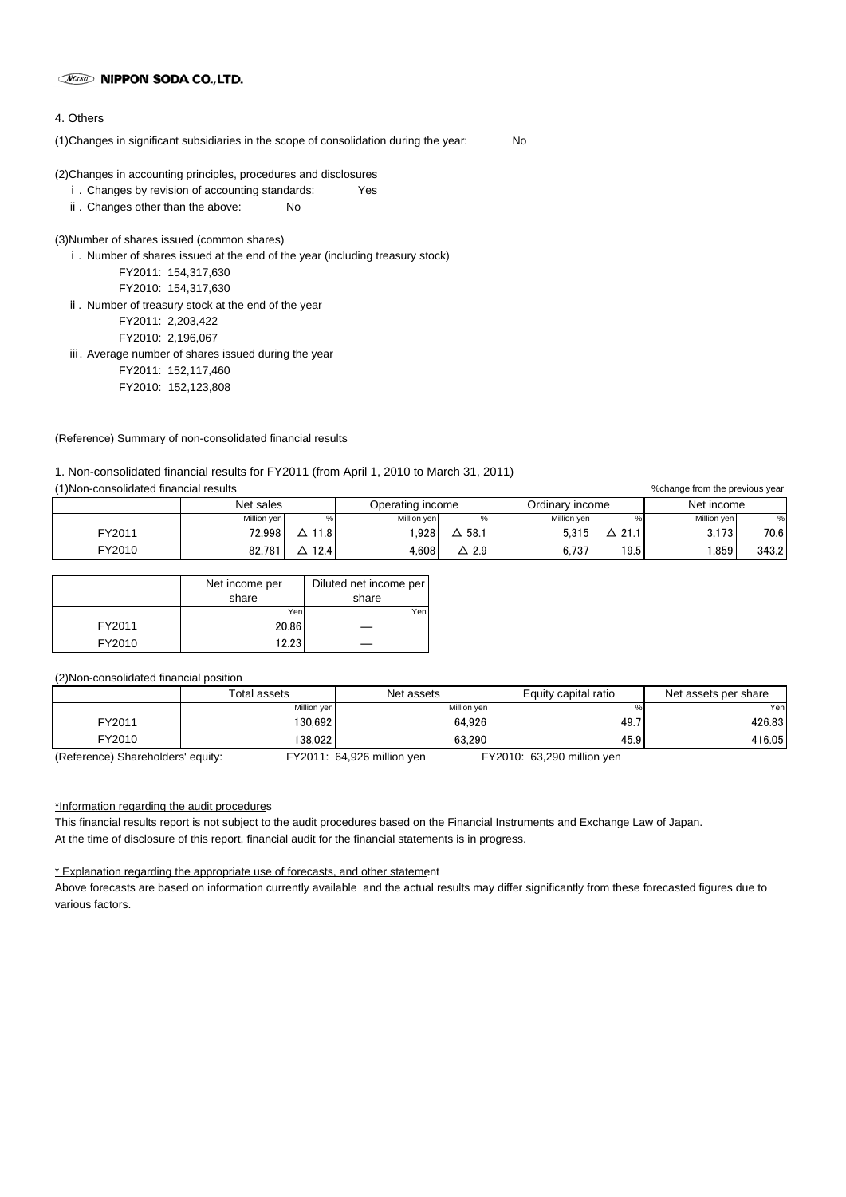4. Others

(1)Changes in significant subsidiaries in the scope of consolidation during the year: No

(2)Changes in accounting principles, procedures and disclosures

- ⅰ. Changes by revision of accounting standards: Yes
- ⅱ. Changes other than the above: No

(3)Number of shares issued (common shares)

- ⅰ. Number of shares issued at the end of the year (including treasury stock)
  - FY2011: 154,317,630
  - FY2010: 154,317,630
- ⅱ. Number of treasury stock at the end of the year
  - FY2011: 2,203,422
  - FY2010: 2,196,067
- ⅲ. Average number of shares issued during the year
  - FY2011: 152,117,460
  - FY2010: 152,123,808

(Reference) Summary of non-consolidated financial results

1. Non-consolidated financial results for FY2011 (from April 1, 2010 to March 31, 2011)

(1)Non-consolidated financial results

%change from the previous year

| | Net sales | | Operating income | | Ordinary income | | Net income | |
|---|---|---|---|---|---|---|---|---|
| | Million yen | % | Million yen | % | Million yen | % | Million yen | % |
| FY2011 | 72,998 | △ 11.8 | 1,928 | △ 58.1 | 5,315 | △ 21.1 | 3,173 | 70.6 |
| FY2010 | 82,781 | △ 12.4 | 4,608 | △ 2.9 | 6,737 | 19.5 | 1,859 | 343.2 |

| | Net income per share | Diluted net income per share |
|---|---|---|
| | Yen | Yen |
| FY2011 | 20.86 | — |
| FY2010 | 12.23 | — |

(2)Non-consolidated financial position

| | Total assets | Net assets | Equity capital ratio | Net assets per share |
|---|---|---|---|---|
| | Million yen | Million yen | % | Yen |
| FY2011 | 130,692 | 64,926 | 49.7 | 426.83 |
| FY2010 | 138,022 | 63,290 | 45.9 | 416.05 |

(Reference) Shareholders' equity: FY2011: 64,926 million yen FY2010: 63,290 million yen

*Information regarding the audit procedures

This financial results report is not subject to the audit procedures based on the Financial Instruments and Exchange Law of Japan.
At the time of disclosure of this report, financial audit for the financial statements is in progress.

* Explanation regarding the appropriate use of forecasts, and other statement

Above forecasts are based on information currently available and the actual results may differ significantly from these forecasted figures due to various factors.